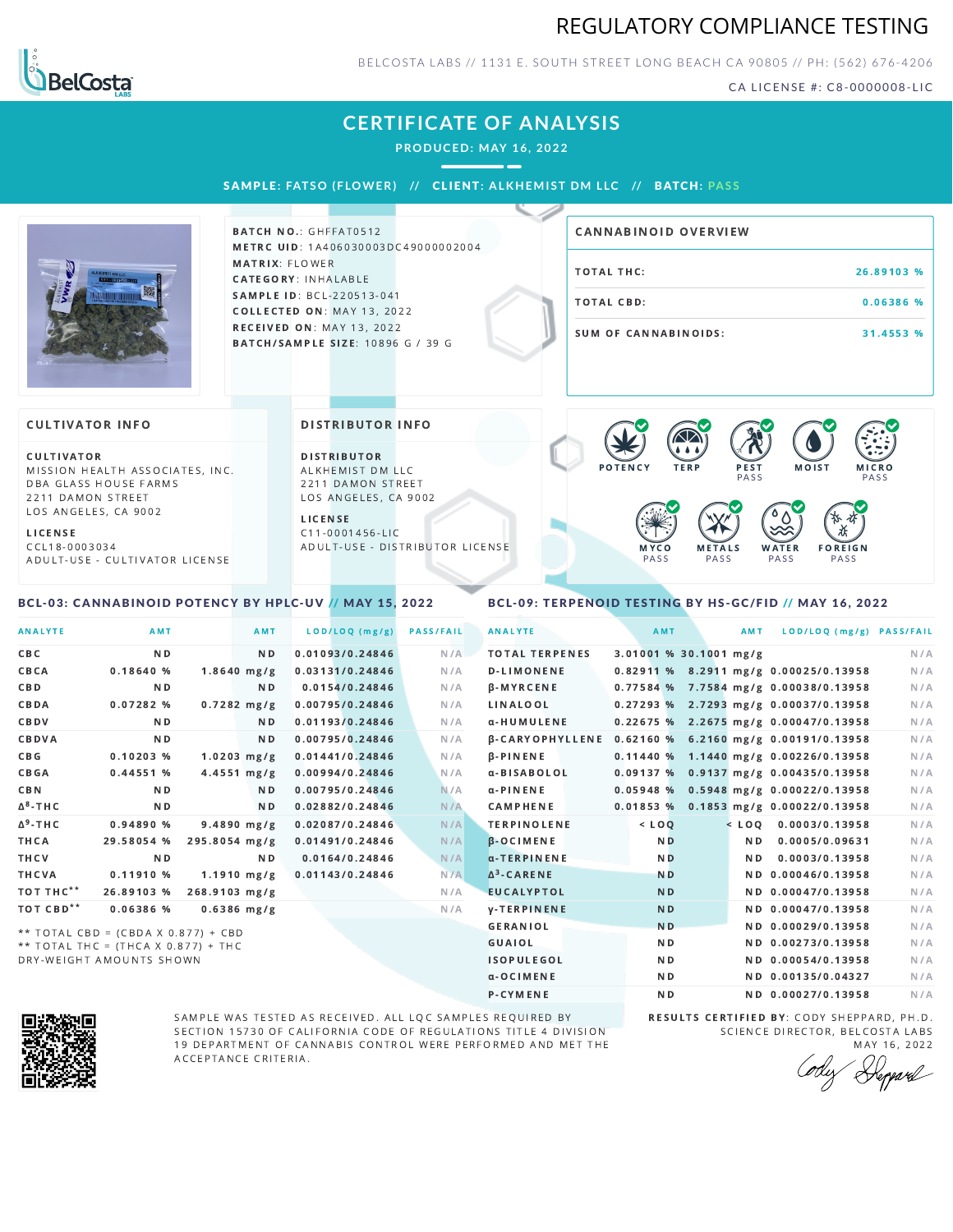# REGULATORY COMPLIANCE TESTING

BELCOSTA LABS // 1131 E. SOUTH STREET LONG BEACH CA 90805 // PH: (562) 676-4206

CA LICENSE #: C8-0000008-LIC

## CERTIFICATE OF ANALYSIS

PRODUCED: MAY 16, 2022

**SAMPLE:** FATSO (FLOWER) // **CLIENT:** ALKHEMIST DM LLC // **BATCH:** PASS

**BATCH NO.:** GHFFAT0512
**METRC UID:** 1A406030003DC49000002004
**MATRIX:** FLOWER
**CATEGORY:** INHALABLE
**SAMPLE ID:** BCL-220513-041
**COLLECTED ON:** MAY 13, 2022
**RECEIVED ON:** MAY 13, 2022
**BATCH/SAMPLE SIZE:** 10896 G / 39 G

### CANNABINOID OVERVIEW

| | |
|---|---|
| TOTAL THC: | 26.89103 % |
| TOTAL CBD: | 0.06386 % |
| SUM OF CANNABINOIDS: | 31.4553 % |

### CULTIVATOR INFO

**CULTIVATOR**
MISSION HEALTH ASSOCIATES, INC.
DBA GLASS HOUSE FARMS
2211 DAMON STREET
LOS ANGELES, CA 9002

**LICENSE**
CCL18-0003034
ADULT-USE - CULTIVATOR LICENSE

### DISTRIBUTOR INFO

**DISTRIBUTOR**
ALKHEMIST DM LLC
2211 DAMON STREET
LOS ANGELES, CA 9002

**LICENSE**
C11-0001456-LIC
ADULT-USE - DISTRIBUTOR LICENSE

POTENCY | TERP | PEST PASS | MOIST | MICRO PASS | MYCO PASS | METALS PASS | WATER PASS | FOREIGN PASS

### BCL-03: CANNABINOID POTENCY BY HPLC-UV // MAY 15, 2022

| ANALYTE | AMT | AMT | LOD/LOQ (mg/g) | PASS/FAIL |
|---|---|---|---|---|
| CBC | ND | ND | 0.01093/0.24846 | N/A |
| CBCA | 0.18640 % | 1.8640 mg/g | 0.03131/0.24846 | N/A |
| CBD | ND | ND | 0.0154/0.24846 | N/A |
| CBDA | 0.07282 % | 0.7282 mg/g | 0.00795/0.24846 | N/A |
| CBDV | ND | ND | 0.01193/0.24846 | N/A |
| CBDVA | ND | ND | 0.00795/0.24846 | N/A |
| CBG | 0.10203 % | 1.0203 mg/g | 0.01441/0.24846 | N/A |
| CBGA | 0.44551 % | 4.4551 mg/g | 0.00994/0.24846 | N/A |
| CBN | ND | ND | 0.00795/0.24846 | N/A |
| $\Delta^8$-THC | ND | ND | 0.02882/0.24846 | N/A |
| $\Delta^9$-THC | 0.94890 % | 9.4890 mg/g | 0.02087/0.24846 | N/A |
| THCA | 29.58054 % | 295.8054 mg/g | 0.01491/0.24846 | N/A |
| THCV | ND | ND | 0.0164/0.24846 | N/A |
| THCVA | 0.11910 % | 1.1910 mg/g | 0.01143/0.24846 | N/A |
| TOT THC** | 26.89103 % | 268.9103 mg/g | | N/A |
| TOT CBD** | 0.06386 % | 0.6386 mg/g | | N/A |

** TOTAL CBD = (CBDA X 0.877) + CBD
** TOTAL THC = (THCA X 0.877) + THC
DRY-WEIGHT AMOUNTS SHOWN

### BCL-09: TERPENOID TESTING BY HS-GC/FID // MAY 16, 2022

| ANALYTE | AMT | AMT | LOD/LOQ (mg/g) | PASS/FAIL |
|---|---|---|---|---|
| TOTAL TERPENES | 3.01001 % | 30.1001 mg/g | | N/A |
| D-LIMONENE | 0.82911 % | 8.2911 mg/g | 0.00025/0.13958 | N/A |
| β-MYRCENE | 0.77584 % | 7.7584 mg/g | 0.00038/0.13958 | N/A |
| LINALOOL | 0.27293 % | 2.7293 mg/g | 0.00037/0.13958 | N/A |
| α-HUMULENE | 0.22675 % | 2.2675 mg/g | 0.00047/0.13958 | N/A |
| β-CARYOPHYLLENE | 0.62160 % | 6.2160 mg/g | 0.00191/0.13958 | N/A |
| β-PINENE | 0.11440 % | 1.1440 mg/g | 0.00226/0.13958 | N/A |
| α-BISABOLOL | 0.09137 % | 0.9137 mg/g | 0.00435/0.13958 | N/A |
| α-PINENE | 0.05948 % | 0.5948 mg/g | 0.00022/0.13958 | N/A |
| CAMPHENE | 0.01853 % | 0.1853 mg/g | 0.00022/0.13958 | N/A |
| TERPINOLENE | < LOQ | < LOQ | 0.0003/0.13958 | N/A |
| β-OCIMENE | ND | ND | 0.0005/0.09631 | N/A |
| α-TERPINENE | ND | ND | 0.0003/0.13958 | N/A |
| $\Delta^3$-CARENE | ND | ND | 0.00046/0.13958 | N/A |
| EUCALYPTOL | ND | ND | 0.00047/0.13958 | N/A |
| γ-TERPINENE | ND | ND | 0.00047/0.13958 | N/A |
| GERANIOL | ND | ND | 0.00029/0.13958 | N/A |
| GUAIOL | ND | ND | 0.00273/0.13958 | N/A |
| ISOPULEGOL | ND | ND | 0.00054/0.13958 | N/A |
| α-OCIMENE | ND | ND | 0.00135/0.04327 | N/A |
| P-CYMENE | ND | ND | 0.00027/0.13958 | N/A |

SAMPLE WAS TESTED AS RECEIVED. ALL LQC SAMPLES REQUIRED BY SECTION 15730 OF CALIFORNIA CODE OF REGULATIONS TITLE 4 DIVISION 19 DEPARTMENT OF CANNABIS CONTROL WERE PERFORMED AND MET THE ACCEPTANCE CRITERIA.

**RESULTS CERTIFIED BY:** CODY SHEPPARD, PH.D.
SCIENCE DIRECTOR, BELCOSTA LABS
MAY 16, 2022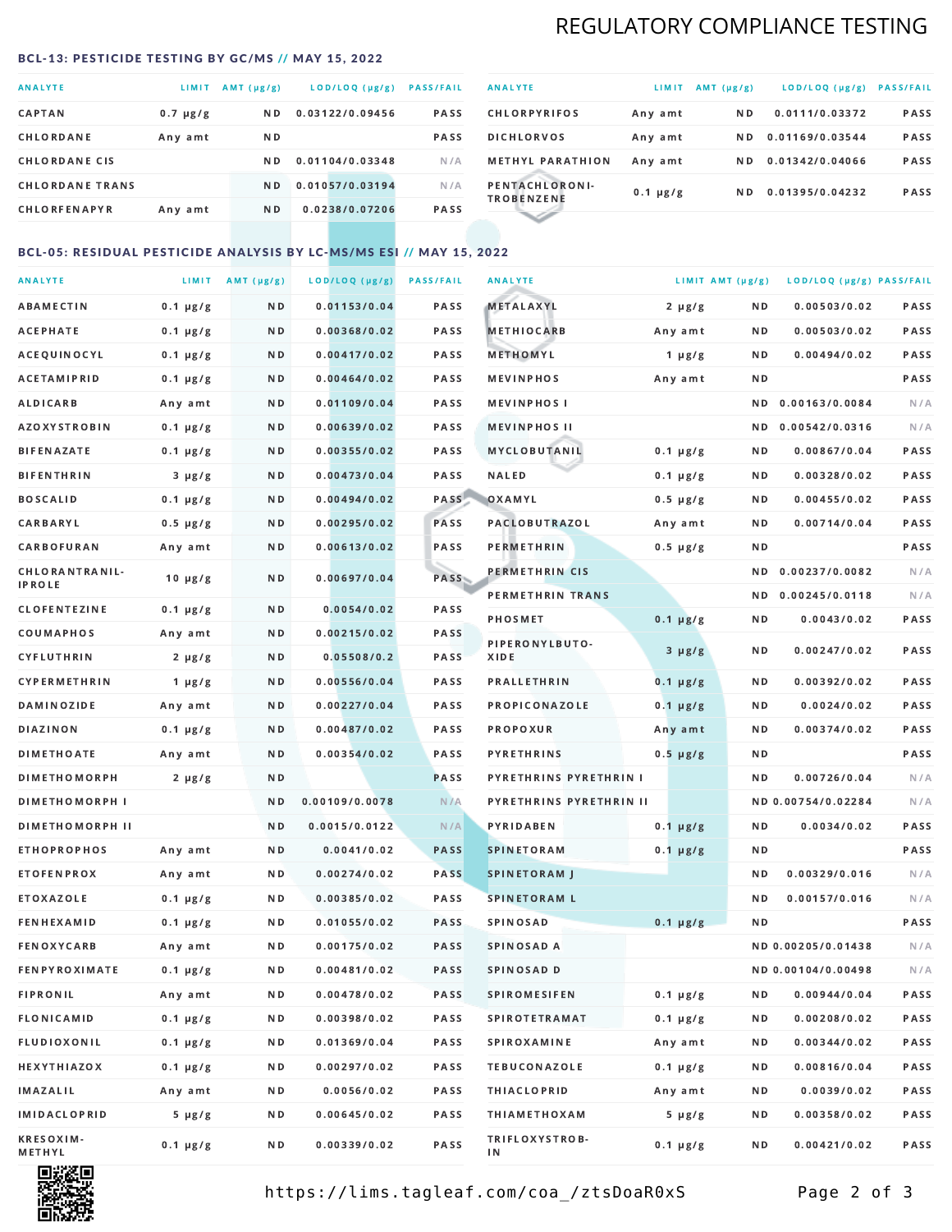# REGULATORY COMPLIANCE TESTING

## BCL-13: PESTICIDE TESTING BY GC/MS // MAY 15, 2022

| ANALYTE | LIMIT | AMT (µg/g) | LOD/LOQ (µg/g) | PASS/FAIL |
|---|---|---|---|---|
| CAPTAN | 0.7 µg/g | ND | 0.03122/0.09456 | PASS |
| CHLORDANE | Any amt | ND | | PASS |
| CHLORDANE CIS | | ND | 0.01104/0.03348 | N/A |
| CHLORDANE TRANS | | ND | 0.01057/0.03194 | N/A |
| CHLORFENAPYR | Any amt | ND | 0.0238/0.07206 | PASS |
| CHLORPYRIFOS | Any amt | ND | 0.0111/0.03372 | PASS |
| DICHLORVOS | Any amt | ND | 0.01169/0.03544 | PASS |
| METHYL PARATHION | Any amt | ND | 0.01342/0.04066 | PASS |
| PENTACHLORONI-TROBENZENE | 0.1 µg/g | ND | 0.01395/0.04232 | PASS |

## BCL-05: RESIDUAL PESTICIDE ANALYSIS BY LC-MS/MS ESI // MAY 15, 2022

| ANALYTE | LIMIT | AMT (µg/g) | LOD/LOQ (µg/g) | PASS/FAIL |
|---|---|---|---|---|
| ABAMECTIN | 0.1 µg/g | ND | 0.01153/0.04 | PASS |
| ACEPHATE | 0.1 µg/g | ND | 0.00368/0.02 | PASS |
| ACEQUINOCYL | 0.1 µg/g | ND | 0.00417/0.02 | PASS |
| ACETAMIPRID | 0.1 µg/g | ND | 0.00464/0.02 | PASS |
| ALDICARB | Any amt | ND | 0.01109/0.04 | PASS |
| AZOXYSTROBIN | 0.1 µg/g | ND | 0.00639/0.02 | PASS |
| BIFENAZATE | 0.1 µg/g | ND | 0.00355/0.02 | PASS |
| BIFENTHRIN | 3 µg/g | ND | 0.00473/0.04 | PASS |
| BOSCALID | 0.1 µg/g | ND | 0.00494/0.02 | PASS |
| CARBARYL | 0.5 µg/g | ND | 0.00295/0.02 | PASS |
| CARBOFURAN | Any amt | ND | 0.00613/0.02 | PASS |
| CHLORANTRANIL-IPROLE | 10 µg/g | ND | 0.00697/0.04 | PASS |
| CLOFENTEZINE | 0.1 µg/g | ND | 0.0054/0.02 | PASS |
| COUMAPHOS | Any amt | ND | 0.00215/0.02 | PASS |
| CYFLUTHRIN | 2 µg/g | ND | 0.05508/0.2 | PASS |
| CYPERMETHRIN | 1 µg/g | ND | 0.00556/0.04 | PASS |
| DAMINOZIDE | Any amt | ND | 0.00227/0.04 | PASS |
| DIAZINON | 0.1 µg/g | ND | 0.00487/0.02 | PASS |
| DIMETHOATE | Any amt | ND | 0.00354/0.02 | PASS |
| DIMETHOMORPH | 2 µg/g | ND | | PASS |
| DIMETHOMORPH I | | ND | 0.00109/0.0078 | N/A |
| DIMETHOMORPH II | | ND | 0.0015/0.0122 | N/A |
| ETHOPROPHOS | Any amt | ND | 0.0041/0.02 | PASS |
| ETOFENPROX | Any amt | ND | 0.00274/0.02 | PASS |
| ETOXAZOLE | 0.1 µg/g | ND | 0.00385/0.02 | PASS |
| FENHEXAMID | 0.1 µg/g | ND | 0.01055/0.02 | PASS |
| FENOXYCARB | Any amt | ND | 0.00175/0.02 | PASS |
| FENPYROXIMATE | 0.1 µg/g | ND | 0.00481/0.02 | PASS |
| FIPRONIL | Any amt | ND | 0.00478/0.02 | PASS |
| FLONICAMID | 0.1 µg/g | ND | 0.00398/0.02 | PASS |
| FLUDIOXONIL | 0.1 µg/g | ND | 0.01369/0.04 | PASS |
| HEXYTHIAZOX | 0.1 µg/g | ND | 0.00297/0.02 | PASS |
| IMAZALIL | Any amt | ND | 0.0056/0.02 | PASS |
| IMIDACLOPRID | 5 µg/g | ND | 0.00645/0.02 | PASS |
| KRESOXIM-METHYL | 0.1 µg/g | ND | 0.00339/0.02 | PASS |
| METALAXYL | 2 µg/g | ND | 0.00503/0.02 | PASS |
| METHIOCARB | Any amt | ND | 0.00503/0.02 | PASS |
| METHOMYL | 1 µg/g | ND | 0.00494/0.02 | PASS |
| MEVINPHOS | Any amt | ND | | PASS |
| MEVINPHOS I | | ND | 0.00163/0.0084 | N/A |
| MEVINPHOS II | | ND | 0.00542/0.0316 | N/A |
| MYCLOBUTANIL | 0.1 µg/g | ND | 0.00867/0.04 | PASS |
| NALED | 0.1 µg/g | ND | 0.00328/0.02 | PASS |
| OXAMYL | 0.5 µg/g | ND | 0.00455/0.02 | PASS |
| PACLOBUTRAZOL | Any amt | ND | 0.00714/0.04 | PASS |
| PERMETHRIN | 0.5 µg/g | ND | | PASS |
| PERMETHRIN CIS | | ND | 0.00237/0.0082 | N/A |
| PERMETHRIN TRANS | | ND | 0.00245/0.0118 | N/A |
| PHOSMET | 0.1 µg/g | ND | 0.0043/0.02 | PASS |
| PIPERONYLBUTO-XIDE | 3 µg/g | ND | 0.00247/0.02 | PASS |
| PRALLETHRIN | 0.1 µg/g | ND | 0.00392/0.02 | PASS |
| PROPICONAZOLE | 0.1 µg/g | ND | 0.0024/0.02 | PASS |
| PROPOXUR | Any amt | ND | 0.00374/0.02 | PASS |
| PYRETHRINS | 0.5 µg/g | ND | | PASS |
| PYRETHRINS PYRETHRIN I | | ND | 0.00726/0.04 | N/A |
| PYRETHRINS PYRETHRIN II | | ND | 0.00754/0.02284 | N/A |
| PYRIDABEN | 0.1 µg/g | ND | 0.0034/0.02 | PASS |
| SPINETORAM | 0.1 µg/g | ND | | PASS |
| SPINETORAM J | | ND | 0.00329/0.016 | N/A |
| SPINETORAM L | | ND | 0.00157/0.016 | N/A |
| SPINOSAD | 0.1 µg/g | ND | | PASS |
| SPINOSAD A | | ND | 0.00205/0.01438 | N/A |
| SPINOSAD D | | ND | 0.00104/0.00498 | N/A |
| SPIROMESIFEN | 0.1 µg/g | ND | 0.00944/0.04 | PASS |
| SPIROTETRAMAT | 0.1 µg/g | ND | 0.00208/0.02 | PASS |
| SPIROXAMINE | Any amt | ND | 0.00344/0.02 | PASS |
| TEBUCONAZOLE | 0.1 µg/g | ND | 0.00816/0.04 | PASS |
| THIACLOPRID | Any amt | ND | 0.0039/0.02 | PASS |
| THIAMETHOXAM | 5 µg/g | ND | 0.00358/0.02 | PASS |
| TRIFLOXYSTROB-IN | 0.1 µg/g | ND | 0.00421/0.02 | PASS |

https://lims.tagleaf.com/coa_/ztsDoaR0xS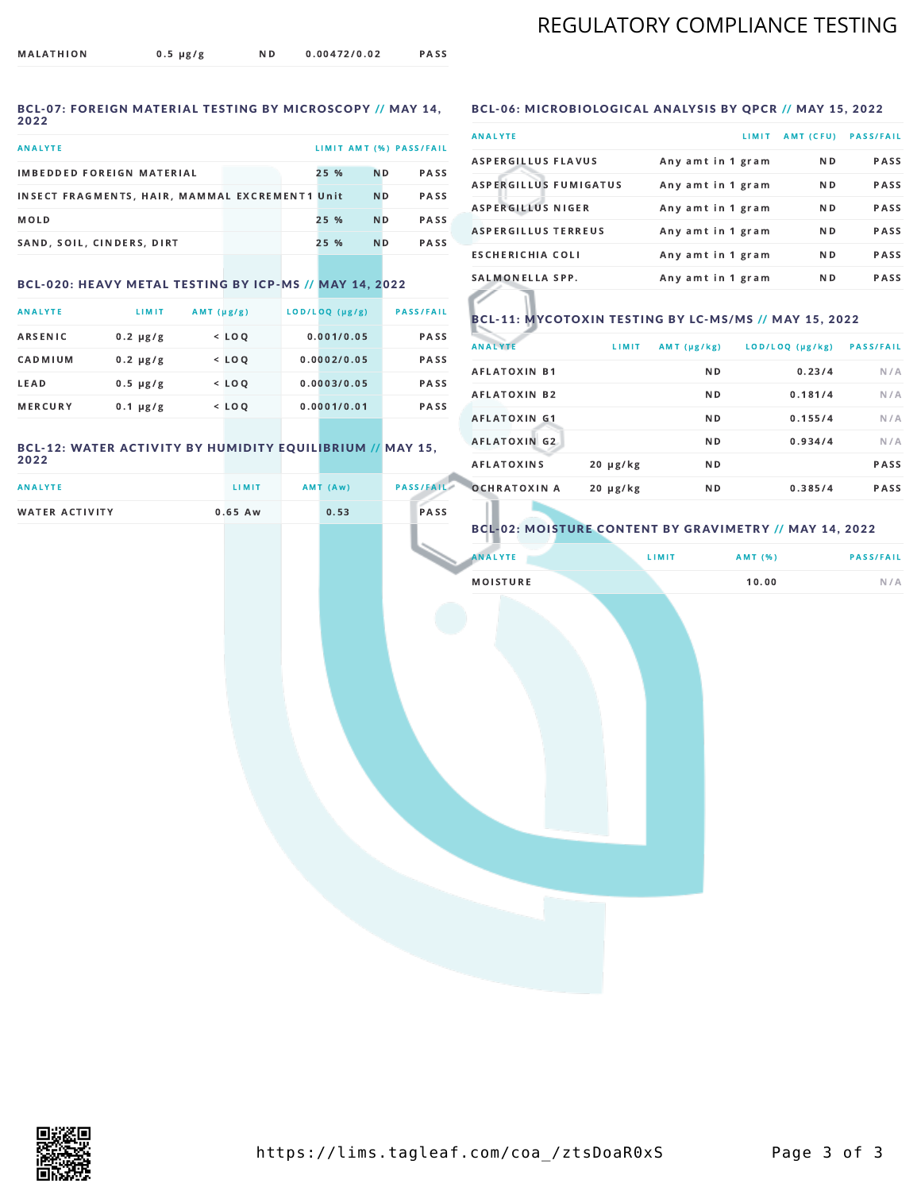# REGULATORY COMPLIANCE TESTING

| | | | | |
|---|---|---|---|---|
| MALATHION | 0.5 µg/g | ND | 0.00472/0.02 | PASS |

## BCL-07: FOREIGN MATERIAL TESTING BY MICROSCOPY // MAY 14, 2022

| ANALYTE | LIMIT | AMT (%) | PASS/FAIL |
|---|---|---|---|
| IMBEDDED FOREIGN MATERIAL | 25 % | ND | PASS |
| INSECT FRAGMENTS, HAIR, MAMMAL EXCREMENT | 1 Unit | ND | PASS |
| MOLD | 25 % | ND | PASS |
| SAND, SOIL, CINDERS, DIRT | 25 % | ND | PASS |

## BCL-020: HEAVY METAL TESTING BY ICP-MS // MAY 14, 2022

| ANALYTE | LIMIT | AMT (µg/g) | LOD/LOQ (µg/g) | PASS/FAIL |
|---|---|---|---|---|
| ARSENIC | 0.2 µg/g | < LOQ | 0.001/0.05 | PASS |
| CADMIUM | 0.2 µg/g | < LOQ | 0.0002/0.05 | PASS |
| LEAD | 0.5 µg/g | < LOQ | 0.0003/0.05 | PASS |
| MERCURY | 0.1 µg/g | < LOQ | 0.0001/0.01 | PASS |

## BCL-12: WATER ACTIVITY BY HUMIDITY EQUILIBRIUM // MAY 15, 2022

| ANALYTE | LIMIT | AMT (Aw) | PASS/FAIL |
|---|---|---|---|
| WATER ACTIVITY | 0.65 Aw | 0.53 | PASS |

## BCL-06: MICROBIOLOGICAL ANALYSIS BY QPCR // MAY 15, 2022

| ANALYTE | LIMIT | AMT (CFU) | PASS/FAIL |
|---|---|---|---|
| ASPERGILLUS FLAVUS | Any amt in 1 gram | ND | PASS |
| ASPERGILLUS FUMIGATUS | Any amt in 1 gram | ND | PASS |
| ASPERGILLUS NIGER | Any amt in 1 gram | ND | PASS |
| ASPERGILLUS TERREUS | Any amt in 1 gram | ND | PASS |
| ESCHERICHIA COLI | Any amt in 1 gram | ND | PASS |
| SALMONELLA SPP. | Any amt in 1 gram | ND | PASS |

## BCL-11: MYCOTOXIN TESTING BY LC-MS/MS // MAY 15, 2022

| ANALYTE | LIMIT | AMT (µg/kg) | LOD/LOQ (µg/kg) | PASS/FAIL |
|---|---|---|---|---|
| AFLATOXIN B1 | | ND | 0.23/4 | N/A |
| AFLATOXIN B2 | | ND | 0.181/4 | N/A |
| AFLATOXIN G1 | | ND | 0.155/4 | N/A |
| AFLATOXIN G2 | | ND | 0.934/4 | N/A |
| AFLATOXINS | 20 µg/kg | ND | | PASS |
| OCHRATOXIN A | 20 µg/kg | ND | 0.385/4 | PASS |

## BCL-02: MOISTURE CONTENT BY GRAVIMETRY // MAY 14, 2022

| ANALYTE | LIMIT | AMT (%) | PASS/FAIL |
|---|---|---|---|
| MOISTURE | | 10.00 | N/A |

https://lims.tagleaf.com/coa_/ztsDoaR0xS